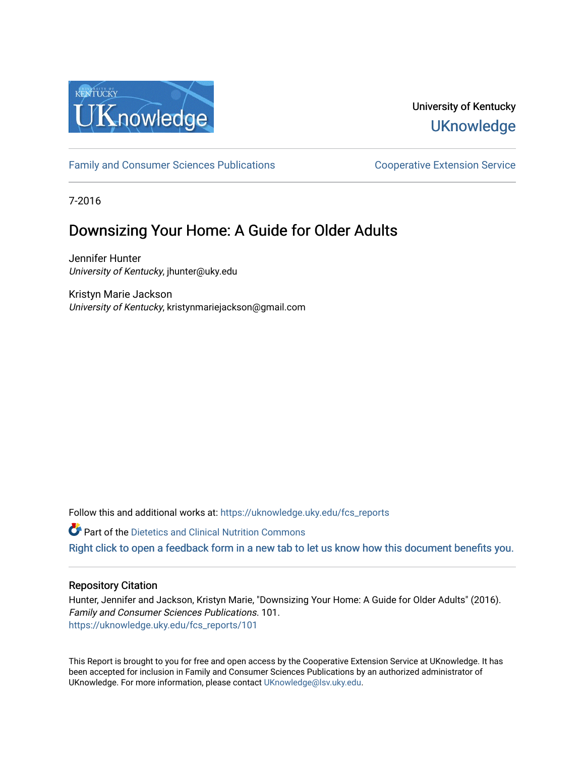University of Kentucky

UKnowledge

Family and Consumer Sciences Publications | Cooperative Extension Service

7-2016

# Downsizing Your Home: A Guide for Older Adults

Jennifer Hunter
*University of Kentucky*, jhunter@uky.edu

Kristyn Marie Jackson
*University of Kentucky*, kristynmariejackson@gmail.com

Follow this and additional works at: https://uknowledge.uky.edu/fcs_reports

Part of the Dietetics and Clinical Nutrition Commons

Right click to open a feedback form in a new tab to let us know how this document benefits you.

## Repository Citation

Hunter, Jennifer and Jackson, Kristyn Marie, "Downsizing Your Home: A Guide for Older Adults" (2016). *Family and Consumer Sciences Publications*. 101.
https://uknowledge.uky.edu/fcs_reports/101

This Report is brought to you for free and open access by the Cooperative Extension Service at UKnowledge. It has been accepted for inclusion in Family and Consumer Sciences Publications by an authorized administrator of UKnowledge. For more information, please contact UKnowledge@lsv.uky.edu.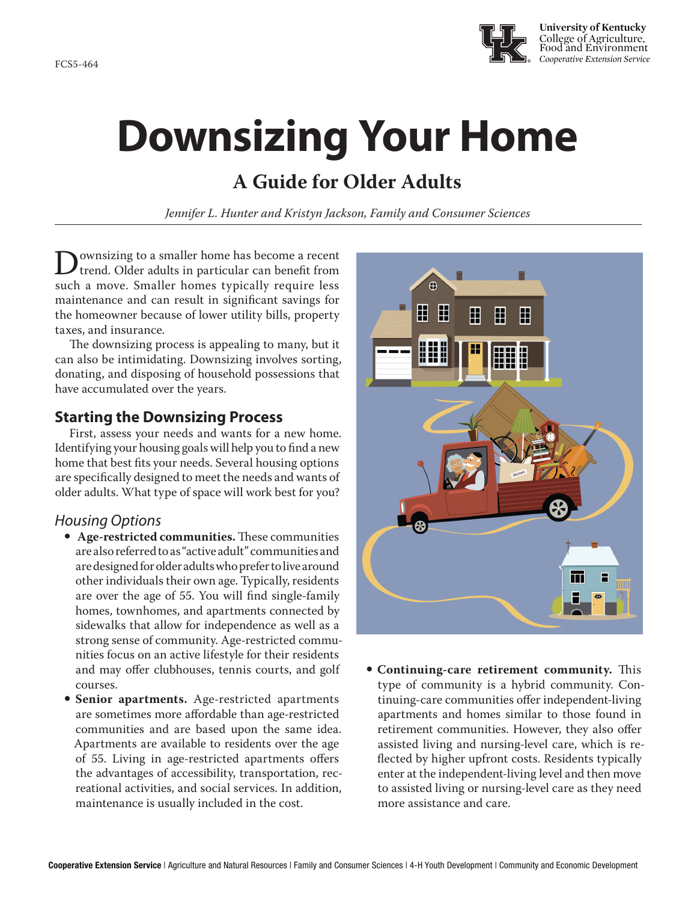# Downsizing Your Home

## A Guide for Older Adults

*Jennifer L. Hunter and Kristyn Jackson, Family and Consumer Sciences*

Downsizing to a smaller home has become a recent trend. Older adults in particular can benefit from such a move. Smaller homes typically require less maintenance and can result in significant savings for the homeowner because of lower utility bills, property taxes, and insurance.

The downsizing process is appealing to many, but it can also be intimidating. Downsizing involves sorting, donating, and disposing of household possessions that have accumulated over the years.

## Starting the Downsizing Process

First, assess your needs and wants for a new home. Identifying your housing goals will help you to find a new home that best fits your needs. Several housing options are specifically designed to meet the needs and wants of older adults. What type of space will work best for you?

### *Housing Options*

- **Age-restricted communities.** These communities are also referred to as "active adult" communities and are designed for older adults who prefer to live around other individuals their own age. Typically, residents are over the age of 55. You will find single-family homes, townhomes, and apartments connected by sidewalks that allow for independence as well as a strong sense of community. Age-restricted communities focus on an active lifestyle for their residents and may offer clubhouses, tennis courts, and golf courses.
- **Senior apartments.** Age-restricted apartments are sometimes more affordable than age-restricted communities and are based upon the same idea. Apartments are available to residents over the age of 55. Living in age-restricted apartments offers the advantages of accessibility, transportation, recreational activities, and social services. In addition, maintenance is usually included in the cost.
- **Continuing-care retirement community.** This type of community is a hybrid community. Continuing-care communities offer independent-living apartments and homes similar to those found in retirement communities. However, they also offer assisted living and nursing-level care, which is reflected by higher upfront costs. Residents typically enter at the independent-living level and then move to assisted living or nursing-level care as they need more assistance and care.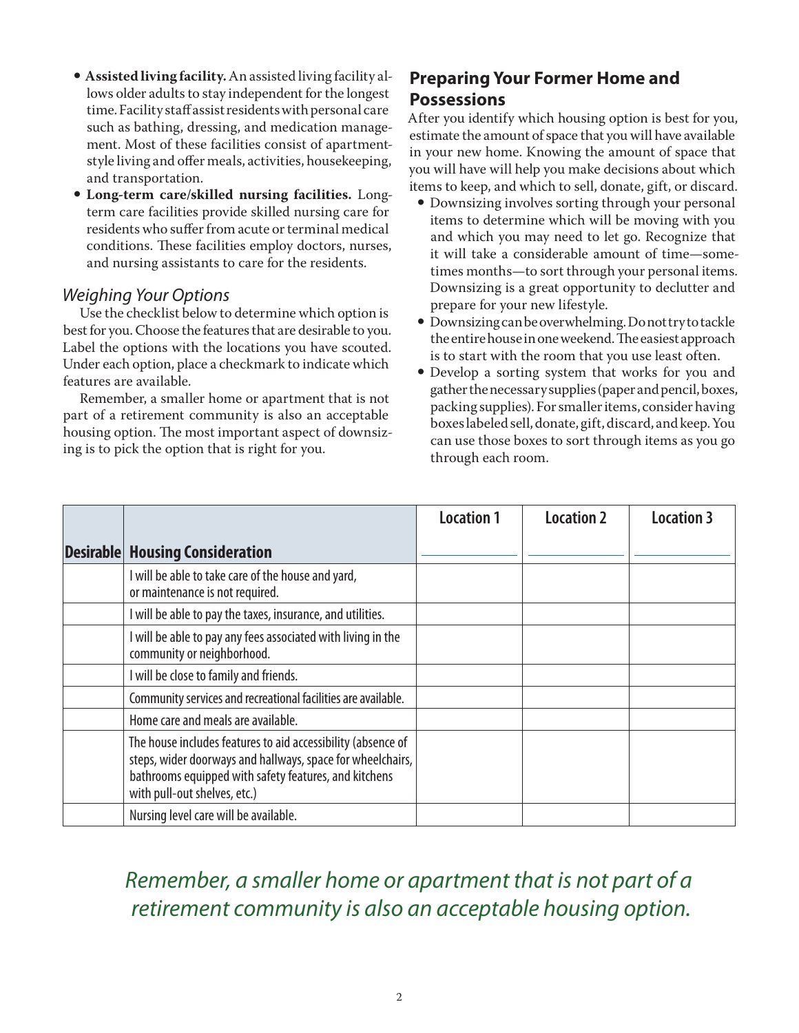- **Assisted living facility.** An assisted living facility allows older adults to stay independent for the longest time. Facility staff assist residents with personal care such as bathing, dressing, and medication management. Most of these facilities consist of apartment-style living and offer meals, activities, housekeeping, and transportation.
- **Long-term care/skilled nursing facilities.** Long-term care facilities provide skilled nursing care for residents who suffer from acute or terminal medical conditions. These facilities employ doctors, nurses, and nursing assistants to care for the residents.

### *Weighing Your Options*

Use the checklist below to determine which option is best for you. Choose the features that are desirable to you. Label the options with the locations you have scouted. Under each option, place a checkmark to indicate which features are available.

Remember, a smaller home or apartment that is not part of a retirement community is also an acceptable housing option. The most important aspect of downsizing is to pick the option that is right for you.

## Preparing Your Former Home and Possessions

After you identify which housing option is best for you, estimate the amount of space that you will have available in your new home. Knowing the amount of space that you will have will help you make decisions about which items to keep, and which to sell, donate, gift, or discard.

- Downsizing involves sorting through your personal items to determine which will be moving with you and which you may need to let go. Recognize that it will take a considerable amount of time—sometimes months—to sort through your personal items. Downsizing is a great opportunity to declutter and prepare for your new lifestyle.
- Downsizing can be overwhelming. Do not try to tackle the entire house in one weekend. The easiest approach is to start with the room that you use least often.
- Develop a sorting system that works for you and gather the necessary supplies (paper and pencil, boxes, packing supplies). For smaller items, consider having boxes labeled sell, donate, gift, discard, and keep. You can use those boxes to sort through items as you go through each room.

| Desirable | Housing Consideration | Location 1 ______ | Location 2 ______ | Location 3 ______ |
|---|---|---|---|---|
| | I will be able to take care of the house and yard, or maintenance is not required. | | | |
| | I will be able to pay the taxes, insurance, and utilities. | | | |
| | I will be able to pay any fees associated with living in the community or neighborhood. | | | |
| | I will be close to family and friends. | | | |
| | Community services and recreational facilities are available. | | | |
| | Home care and meals are available. | | | |
| | The house includes features to aid accessibility (absence of steps, wider doorways and hallways, space for wheelchairs, bathrooms equipped with safety features, and kitchens with pull-out shelves, etc.) | | | |
| | Nursing level care will be available. | | | |

*Remember, a smaller home or apartment that is not part of a retirement community is also an acceptable housing option.*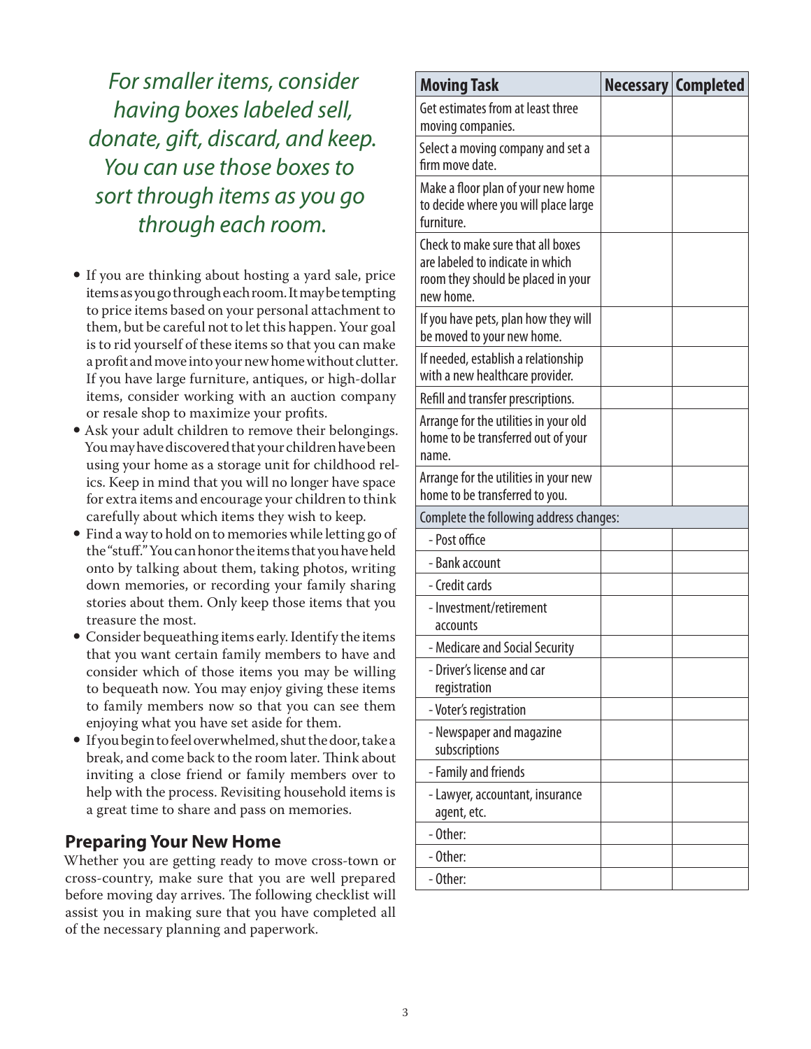*For smaller items, consider having boxes labeled sell, donate, gift, discard, and keep. You can use those boxes to sort through items as you go through each room.*

- If you are thinking about hosting a yard sale, price items as you go through each room. It may be tempting to price items based on your personal attachment to them, but be careful not to let this happen. Your goal is to rid yourself of these items so that you can make a profit and move into your new home without clutter. If you have large furniture, antiques, or high-dollar items, consider working with an auction company or resale shop to maximize your profits.
- Ask your adult children to remove their belongings. You may have discovered that your children have been using your home as a storage unit for childhood relics. Keep in mind that you will no longer have space for extra items and encourage your children to think carefully about which items they wish to keep.
- Find a way to hold on to memories while letting go of the "stuff." You can honor the items that you have held onto by talking about them, taking photos, writing down memories, or recording your family sharing stories about them. Only keep those items that you treasure the most.
- Consider bequeathing items early. Identify the items that you want certain family members to have and consider which of those items you may be willing to bequeath now. You may enjoy giving these items to family members now so that you can see them enjoying what you have set aside for them.
- If you begin to feel overwhelmed, shut the door, take a break, and come back to the room later. Think about inviting a close friend or family members over to help with the process. Revisiting household items is a great time to share and pass on memories.

## Preparing Your New Home

Whether you are getting ready to move cross-town or cross-country, make sure that you are well prepared before moving day arrives. The following checklist will assist you in making sure that you have completed all of the necessary planning and paperwork.

| Moving Task | Necessary | Completed |
|---|---|---|
| Get estimates from at least three moving companies. | | |
| Select a moving company and set a firm move date. | | |
| Make a floor plan of your new home to decide where you will place large furniture. | | |
| Check to make sure that all boxes are labeled to indicate in which room they should be placed in your new home. | | |
| If you have pets, plan how they will be moved to your new home. | | |
| If needed, establish a relationship with a new healthcare provider. | | |
| Refill and transfer prescriptions. | | |
| Arrange for the utilities in your old home to be transferred out of your name. | | |
| Arrange for the utilities in your new home to be transferred to you. | | |
| Complete the following address changes: | | |
| - Post office | | |
| - Bank account | | |
| - Credit cards | | |
| - Investment/retirement accounts | | |
| - Medicare and Social Security | | |
| - Driver's license and car registration | | |
| - Voter's registration | | |
| - Newspaper and magazine subscriptions | | |
| - Family and friends | | |
| - Lawyer, accountant, insurance agent, etc. | | |
| - Other: | | |
| - Other: | | |
| - Other: | | |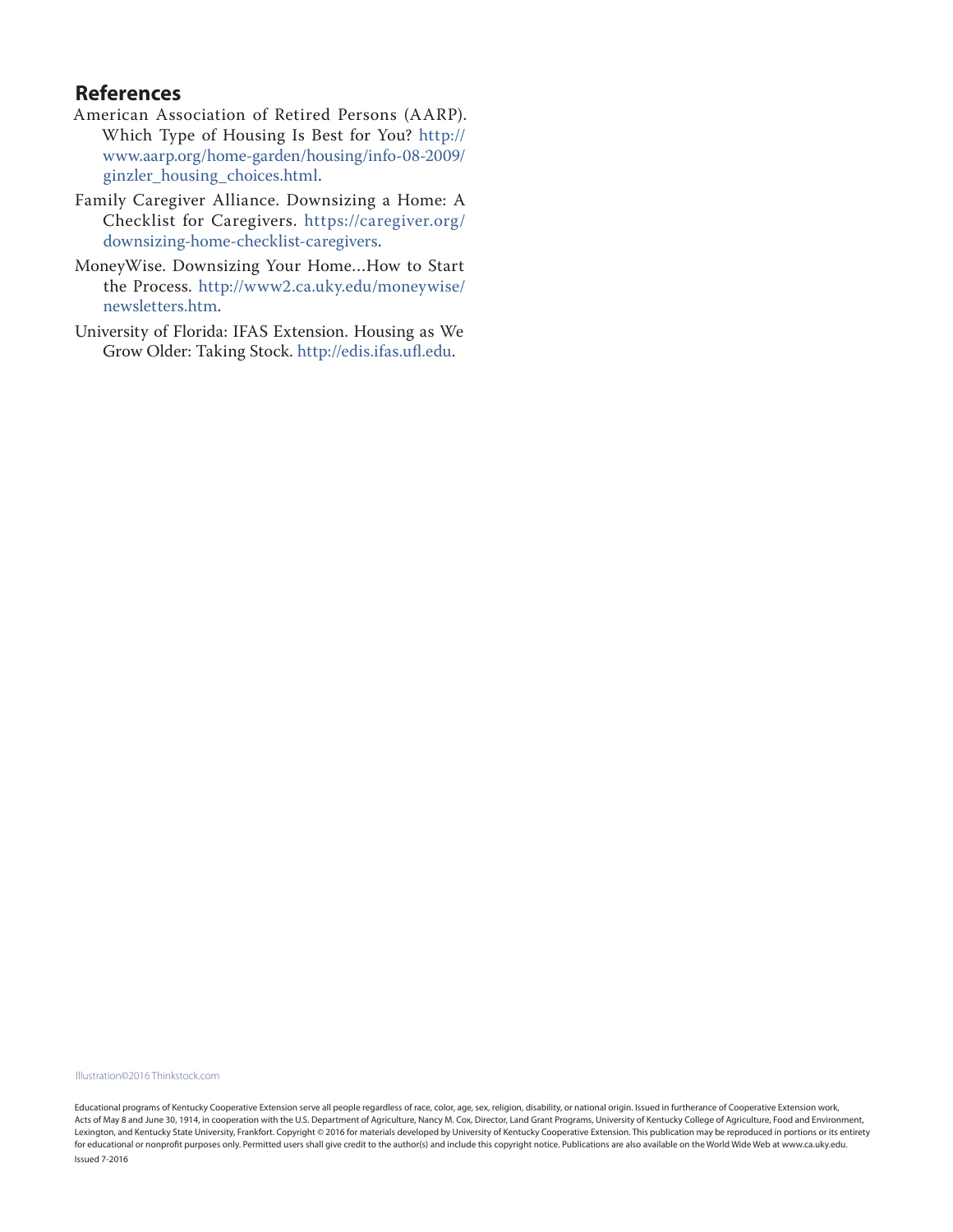## References

American Association of Retired Persons (AARP). Which Type of Housing Is Best for You? http://www.aarp.org/home-garden/housing/info-08-2009/ginzler_housing_choices.html.

Family Caregiver Alliance. Downsizing a Home: A Checklist for Caregivers. https://caregiver.org/downsizing-home-checklist-caregivers.

MoneyWise. Downsizing Your Home…How to Start the Process. http://www2.ca.uky.edu/moneywise/newsletters.htm.

University of Florida: IFAS Extension. Housing as We Grow Older: Taking Stock. http://edis.ifas.ufl.edu.

Illustration©2016 Thinkstock.com

Educational programs of Kentucky Cooperative Extension serve all people regardless of race, color, age, sex, religion, disability, or national origin. Issued in furtherance of Cooperative Extension work, Acts of May 8 and June 30, 1914, in cooperation with the U.S. Department of Agriculture, Nancy M. Cox, Director, Land Grant Programs, University of Kentucky College of Agriculture, Food and Environment, Lexington, and Kentucky State University, Frankfort. Copyright © 2016 for materials developed by University of Kentucky Cooperative Extension. This publication may be reproduced in portions or its entirety for educational or nonprofit purposes only. Permitted users shall give credit to the author(s) and include this copyright notice. Publications are also available on the World Wide Web at www.ca.uky.edu.

Issued 7-2016